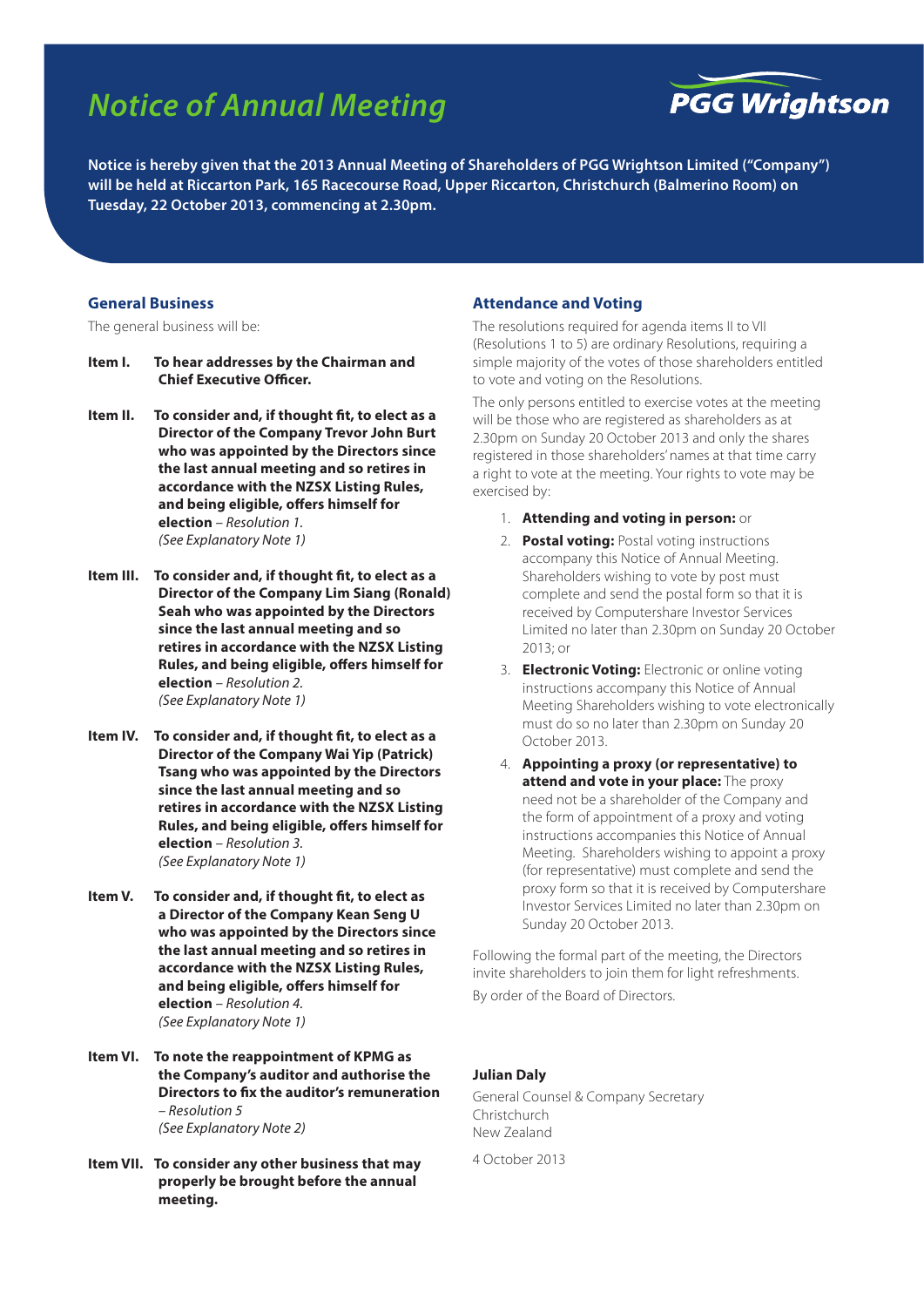# Notice of Annual Meeting

PGG Wrightson

**Notice is hereby given that the 2013 Annual Meeting of Shareholders of PGG Wrightson Limited ("Company") will be held at Riccarton Park, 165 Racecourse Road, Upper Riccarton, Christchurch (Balmerino Room) on Tuesday, 22 October 2013, commencing at 2.30pm.**

## General Business

The general business will be:

**Item I.** **To hear addresses by the Chairman and Chief Executive Officer.**

**Item II.** **To consider and, if thought fit, to elect as a Director of the Company Trevor John Burt who was appointed by the Directors since the last annual meeting and so retires in accordance with the NZSX Listing Rules, and being eligible, offers himself for election** – *Resolution 1.*
*(See Explanatory Note 1)*

**Item III.** **To consider and, if thought fit, to elect as a Director of the Company Lim Siang (Ronald) Seah who was appointed by the Directors since the last annual meeting and so retires in accordance with the NZSX Listing Rules, and being eligible, offers himself for election** – *Resolution 2.*
*(See Explanatory Note 1)*

**Item IV.** **To consider and, if thought fit, to elect as a Director of the Company Wai Yip (Patrick) Tsang who was appointed by the Directors since the last annual meeting and so retires in accordance with the NZSX Listing Rules, and being eligible, offers himself for election** – *Resolution 3.*
*(See Explanatory Note 1)*

**Item V.** **To consider and, if thought fit, to elect as a Director of the Company Kean Seng U who was appointed by the Directors since the last annual meeting and so retires in accordance with the NZSX Listing Rules, and being eligible, offers himself for election** – *Resolution 4.*
*(See Explanatory Note 1)*

**Item VI.** **To note the reappointment of KPMG as the Company's auditor and authorise the Directors to fix the auditor's remuneration** *– Resolution 5*
*(See Explanatory Note 2)*

**Item VII.** **To consider any other business that may properly be brought before the annual meeting.**

## Attendance and Voting

The resolutions required for agenda items II to VII (Resolutions 1 to 5) are ordinary Resolutions, requiring a simple majority of the votes of those shareholders entitled to vote and voting on the Resolutions.

The only persons entitled to exercise votes at the meeting will be those who are registered as shareholders as at 2.30pm on Sunday 20 October 2013 and only the shares registered in those shareholders' names at that time carry a right to vote at the meeting. Your rights to vote may be exercised by:

1. **Attending and voting in person:** or
2. **Postal voting:** Postal voting instructions accompany this Notice of Annual Meeting. Shareholders wishing to vote by post must complete and send the postal form so that it is received by Computershare Investor Services Limited no later than 2.30pm on Sunday 20 October 2013; or
3. **Electronic Voting:** Electronic or online voting instructions accompany this Notice of Annual Meeting Shareholders wishing to vote electronically must do so no later than 2.30pm on Sunday 20 October 2013.
4. **Appointing a proxy (or representative) to attend and vote in your place:** The proxy need not be a shareholder of the Company and the form of appointment of a proxy and voting instructions accompanies this Notice of Annual Meeting. Shareholders wishing to appoint a proxy (for representative) must complete and send the proxy form so that it is received by Computershare Investor Services Limited no later than 2.30pm on Sunday 20 October 2013.

Following the formal part of the meeting, the Directors invite shareholders to join them for light refreshments.

By order of the Board of Directors.

**Julian Daly**
General Counsel & Company Secretary
Christchurch
New Zealand

4 October 2013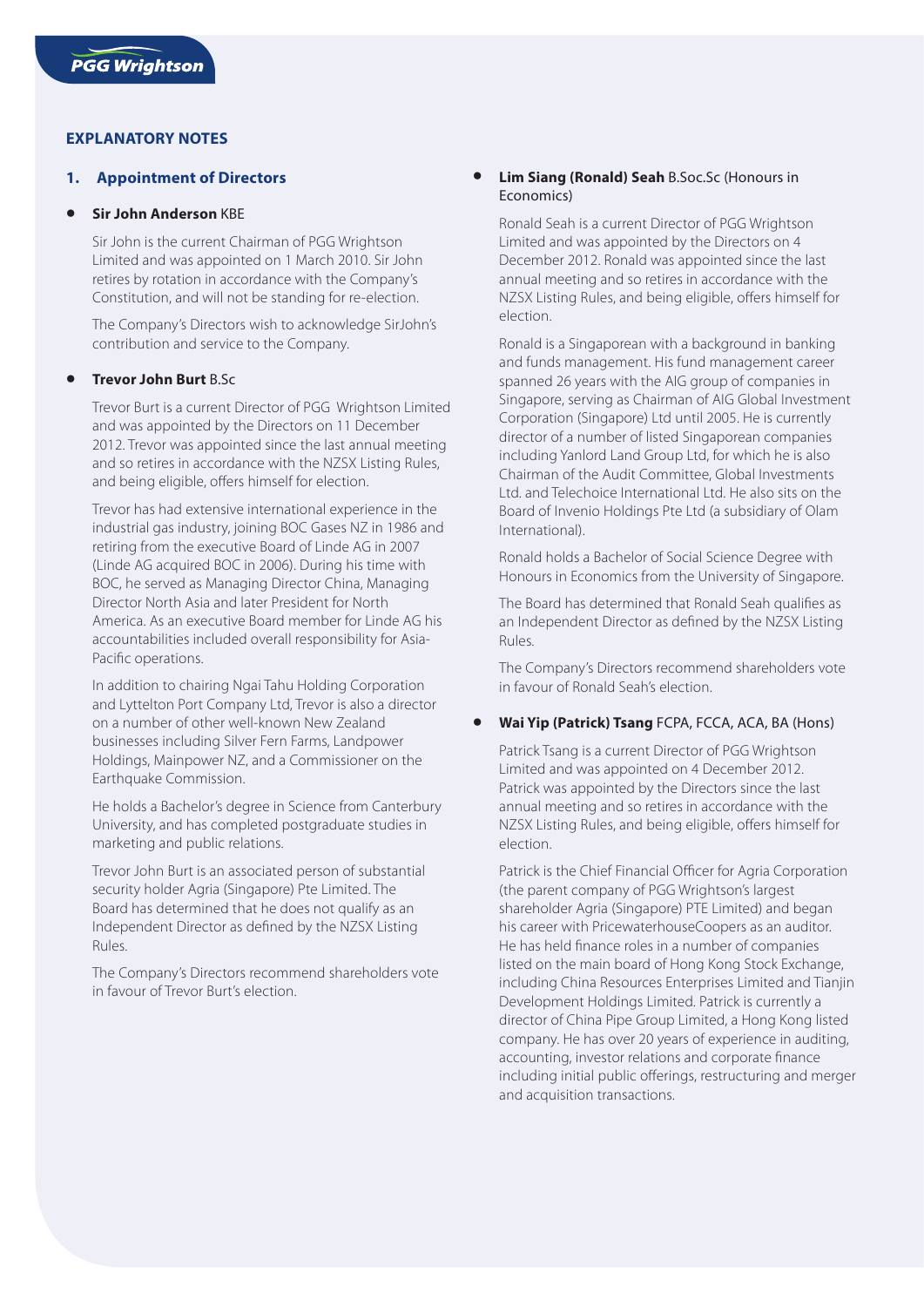## EXPLANATORY NOTES

### 1. Appointment of Directors

- **Sir John Anderson** KBE

  Sir John is the current Chairman of PGG Wrightson Limited and was appointed on 1 March 2010. Sir John retires by rotation in accordance with the Company's Constitution, and will not be standing for re-election.

  The Company's Directors wish to acknowledge SirJohn's contribution and service to the Company.

- **Trevor John Burt** B.Sc

  Trevor Burt is a current Director of PGG Wrightson Limited and was appointed by the Directors on 11 December 2012. Trevor was appointed since the last annual meeting and so retires in accordance with the NZSX Listing Rules, and being eligible, offers himself for election.

  Trevor has had extensive international experience in the industrial gas industry, joining BOC Gases NZ in 1986 and retiring from the executive Board of Linde AG in 2007 (Linde AG acquired BOC in 2006). During his time with BOC, he served as Managing Director China, Managing Director North Asia and later President for North America. As an executive Board member for Linde AG his accountabilities included overall responsibility for Asia-Pacific operations.

  In addition to chairing Ngai Tahu Holding Corporation and Lyttelton Port Company Ltd, Trevor is also a director on a number of other well-known New Zealand businesses including Silver Fern Farms, Landpower Holdings, Mainpower NZ, and a Commissioner on the Earthquake Commission.

  He holds a Bachelor's degree in Science from Canterbury University, and has completed postgraduate studies in marketing and public relations.

  Trevor John Burt is an associated person of substantial security holder Agria (Singapore) Pte Limited. The Board has determined that he does not qualify as an Independent Director as defined by the NZSX Listing Rules.

  The Company's Directors recommend shareholders vote in favour of Trevor Burt's election.

- **Lim Siang (Ronald) Seah** B.Soc.Sc (Honours in Economics)

  Ronald Seah is a current Director of PGG Wrightson Limited and was appointed by the Directors on 4 December 2012. Ronald was appointed since the last annual meeting and so retires in accordance with the NZSX Listing Rules, and being eligible, offers himself for election.

  Ronald is a Singaporean with a background in banking and funds management. His fund management career spanned 26 years with the AIG group of companies in Singapore, serving as Chairman of AIG Global Investment Corporation (Singapore) Ltd until 2005. He is currently director of a number of listed Singaporean companies including Yanlord Land Group Ltd, for which he is also Chairman of the Audit Committee, Global Investments Ltd. and Telechoice International Ltd. He also sits on the Board of Invenio Holdings Pte Ltd (a subsidiary of Olam International).

  Ronald holds a Bachelor of Social Science Degree with Honours in Economics from the University of Singapore.

  The Board has determined that Ronald Seah qualifies as an Independent Director as defined by the NZSX Listing Rules.

  The Company's Directors recommend shareholders vote in favour of Ronald Seah's election.

- **Wai Yip (Patrick) Tsang** FCPA, FCCA, ACA, BA (Hons)

  Patrick Tsang is a current Director of PGG Wrightson Limited and was appointed on 4 December 2012. Patrick was appointed by the Directors since the last annual meeting and so retires in accordance with the NZSX Listing Rules, and being eligible, offers himself for election.

  Patrick is the Chief Financial Officer for Agria Corporation (the parent company of PGG Wrightson's largest shareholder Agria (Singapore) PTE Limited) and began his career with PricewaterhouseCoopers as an auditor. He has held finance roles in a number of companies listed on the main board of Hong Kong Stock Exchange, including China Resources Enterprises Limited and Tianjin Development Holdings Limited. Patrick is currently a director of China Pipe Group Limited, a Hong Kong listed company. He has over 20 years of experience in auditing, accounting, investor relations and corporate finance including initial public offerings, restructuring and merger and acquisition transactions.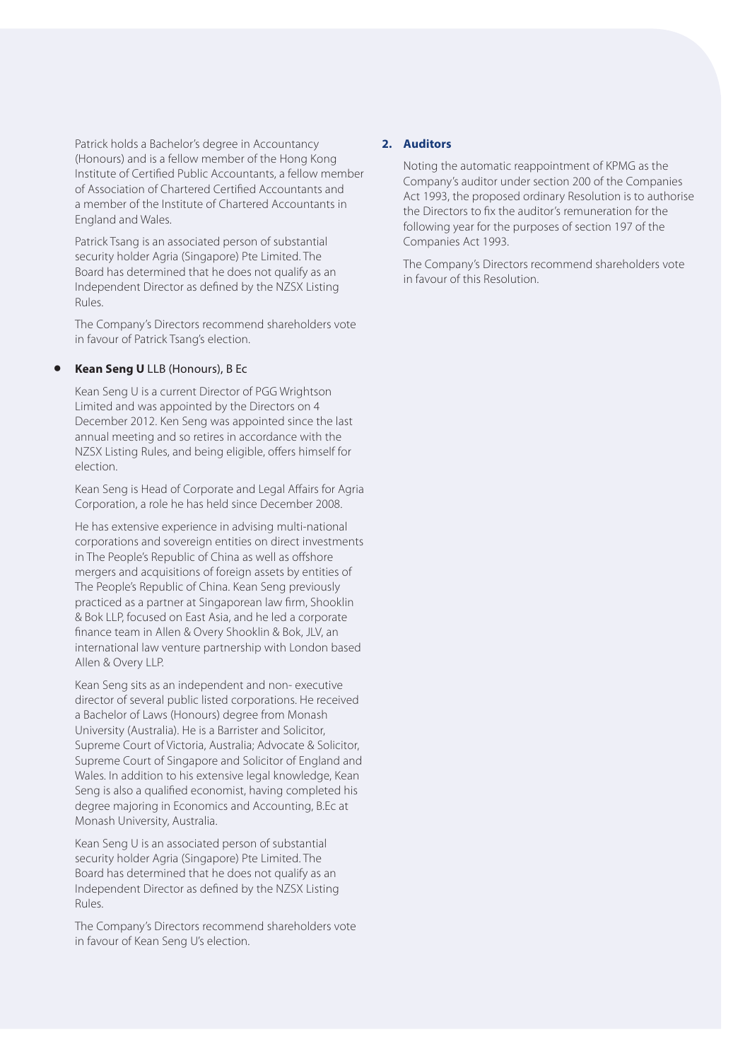Patrick holds a Bachelor's degree in Accountancy (Honours) and is a fellow member of the Hong Kong Institute of Certified Public Accountants, a fellow member of Association of Chartered Certified Accountants and a member of the Institute of Chartered Accountants in England and Wales.

Patrick Tsang is an associated person of substantial security holder Agria (Singapore) Pte Limited. The Board has determined that he does not qualify as an Independent Director as defined by the NZSX Listing Rules.

The Company's Directors recommend shareholders vote in favour of Patrick Tsang's election.

- **Kean Seng U** LLB (Honours), B Ec

  Kean Seng U is a current Director of PGG Wrightson Limited and was appointed by the Directors on 4 December 2012. Ken Seng was appointed since the last annual meeting and so retires in accordance with the NZSX Listing Rules, and being eligible, offers himself for election.

  Kean Seng is Head of Corporate and Legal Affairs for Agria Corporation, a role he has held since December 2008.

  He has extensive experience in advising multi-national corporations and sovereign entities on direct investments in The People's Republic of China as well as offshore mergers and acquisitions of foreign assets by entities of The People's Republic of China. Kean Seng previously practiced as a partner at Singaporean law firm, Shooklin & Bok LLP, focused on East Asia, and he led a corporate finance team in Allen & Overy Shooklin & Bok, JLV, an international law venture partnership with London based Allen & Overy LLP.

  Kean Seng sits as an independent and non- executive director of several public listed corporations. He received a Bachelor of Laws (Honours) degree from Monash University (Australia). He is a Barrister and Solicitor, Supreme Court of Victoria, Australia; Advocate & Solicitor, Supreme Court of Singapore and Solicitor of England and Wales. In addition to his extensive legal knowledge, Kean Seng is also a qualified economist, having completed his degree majoring in Economics and Accounting, B.Ec at Monash University, Australia.

  Kean Seng U is an associated person of substantial security holder Agria (Singapore) Pte Limited. The Board has determined that he does not qualify as an Independent Director as defined by the NZSX Listing Rules.

  The Company's Directors recommend shareholders vote in favour of Kean Seng U's election.

### 2. Auditors

Noting the automatic reappointment of KPMG as the Company's auditor under section 200 of the Companies Act 1993, the proposed ordinary Resolution is to authorise the Directors to fix the auditor's remuneration for the following year for the purposes of section 197 of the Companies Act 1993.

The Company's Directors recommend shareholders vote in favour of this Resolution.